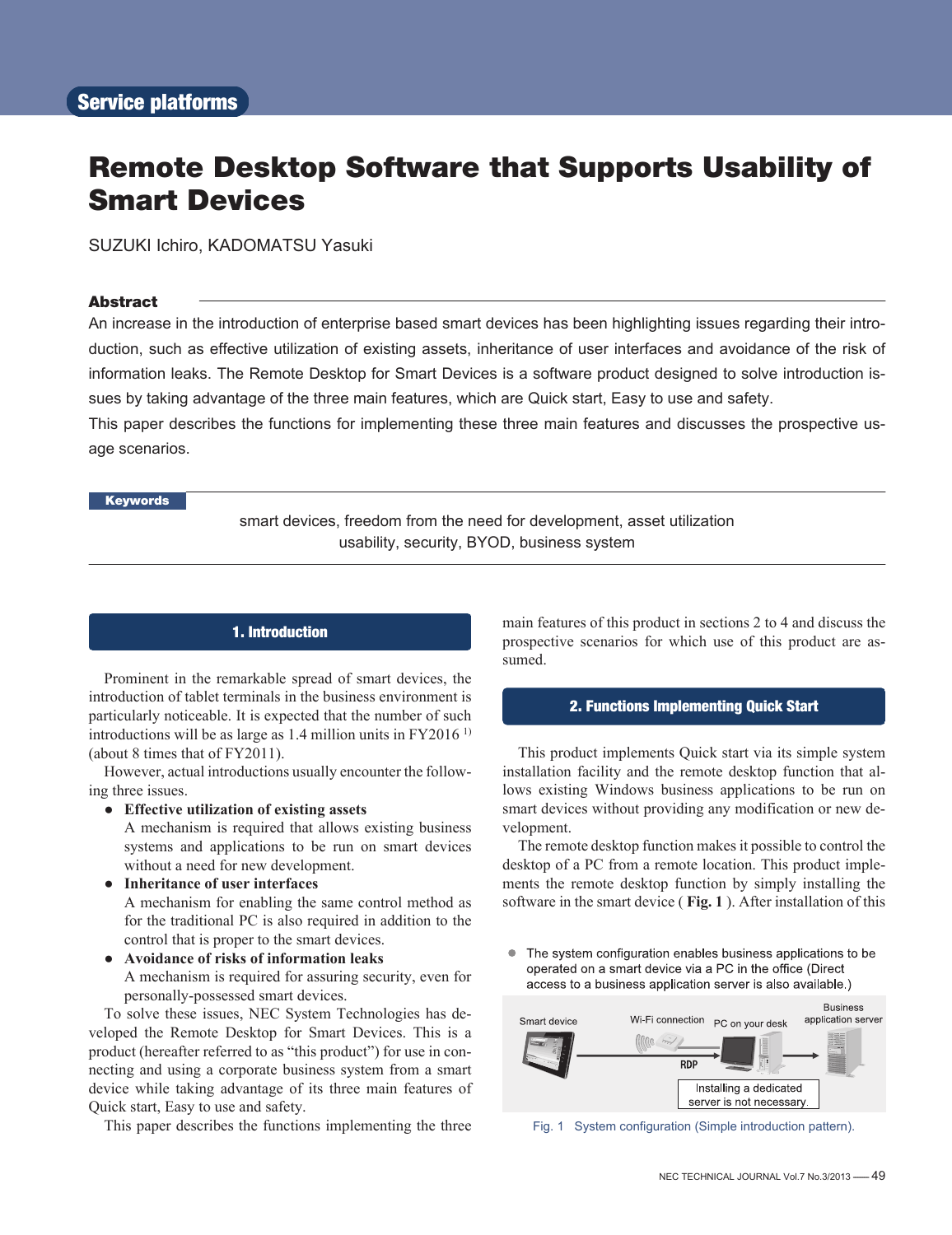Service platforms

# Remote Desktop Software that Supports Usability of Smart Devices

SUZUKI Ichiro, KADOMATSU Yasuki

### Abstract

An increase in the introduction of enterprise based smart devices has been highlighting issues regarding their introduction, such as effective utilization of existing assets, inheritance of user interfaces and avoidance of the risk of information leaks. The Remote Desktop for Smart Devices is a software product designed to solve introduction issues by taking advantage of the three main features, which are Quick start, Easy to use and safety.

This paper describes the functions for implementing these three main features and discusses the prospective usage scenarios.

**Keywords**

smart devices, freedom from the need for development, asset utilization
usability, security, BYOD, business system

## 1. Introduction

Prominent in the remarkable spread of smart devices, the introduction of tablet terminals in the business environment is particularly noticeable. It is expected that the number of such introductions will be as large as 1.4 million units in FY2016 [1)] (about 8 times that of FY2011).

However, actual introductions usually encounter the following three issues.

- **Effective utilization of existing assets**
  A mechanism is required that allows existing business systems and applications to be run on smart devices without a need for new development.
- **Inheritance of user interfaces**
  A mechanism for enabling the same control method as for the traditional PC is also required in addition to the control that is proper to the smart devices.
- **Avoidance of risks of information leaks**
  A mechanism is required for assuring security, even for personally-possessed smart devices.

To solve these issues, NEC System Technologies has developed the Remote Desktop for Smart Devices. This is a product (hereafter referred to as “this product”) for use in connecting and using a corporate business system from a smart device while taking advantage of its three main features of Quick start, Easy to use and safety.

This paper describes the functions implementing the three main features of this product in sections 2 to 4 and discuss the prospective scenarios for which use of this product are assumed.

## 2. Functions Implementing Quick Start

This product implements Quick start via its simple system installation facility and the remote desktop function that allows existing Windows business applications to be run on smart devices without providing any modification or new development.

The remote desktop function makes it possible to control the desktop of a PC from a remote location. This product implements the remote desktop function by simply installing the software in the smart device ( **Fig. 1** ). After installation of this

- The system configuration enables business applications to be operated on a smart device via a PC in the office (Direct access to a business application server is also available.)

Smart device — Wi-Fi connection — PC on your desk — Business application server
RDP
Installing a dedicated server is not necessary.

Fig. 1 System configuration (Simple introduction pattern).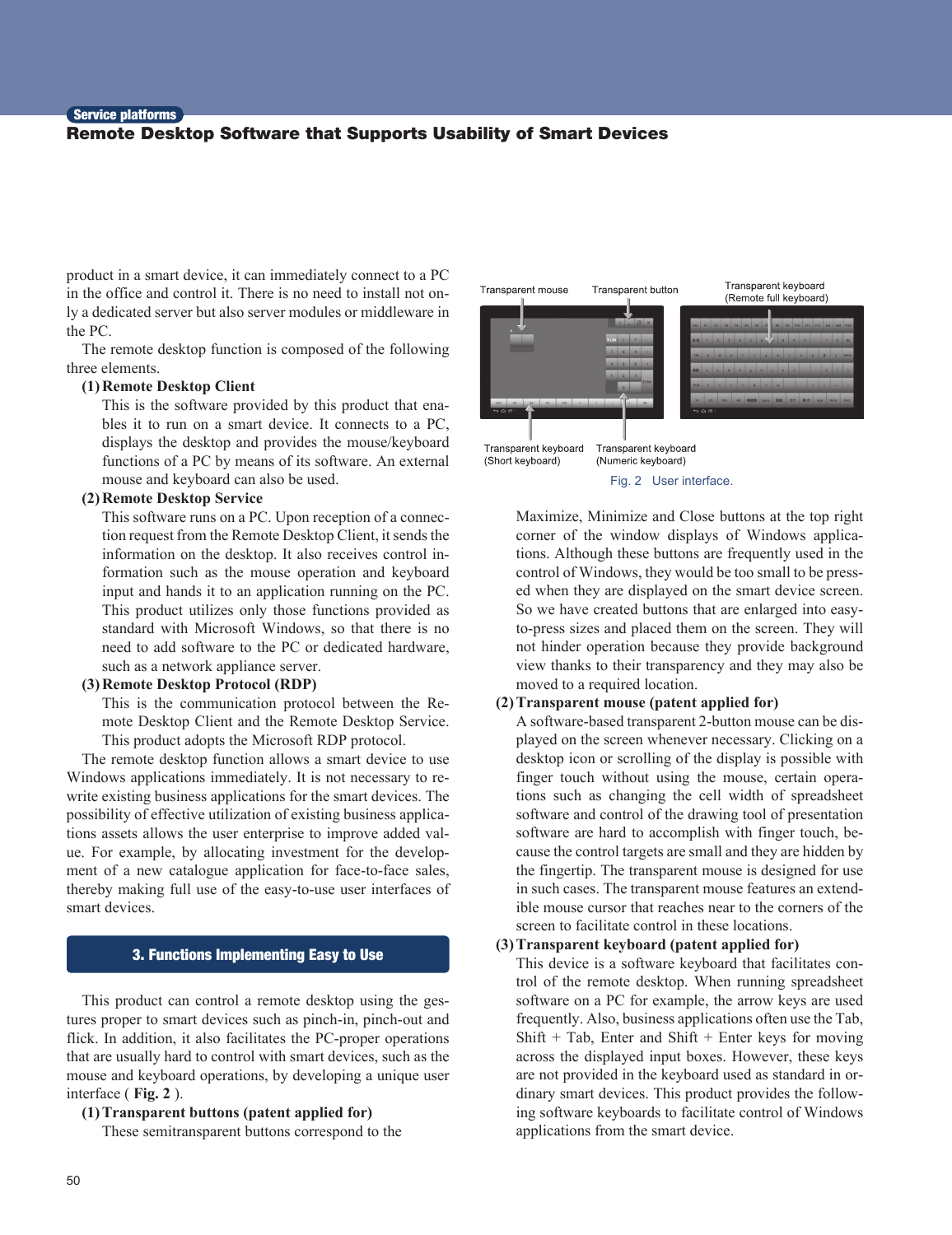product in a smart device, it can immediately connect to a PC in the office and control it. There is no need to install not only a dedicated server but also server modules or middleware in the PC.

The remote desktop function is composed of the following three elements.

**(1) Remote Desktop Client**

This is the software provided by this product that enables it to run on a smart device. It connects to a PC, displays the desktop and provides the mouse/keyboard functions of a PC by means of its software. An external mouse and keyboard can also be used.

**(2) Remote Desktop Service**

This software runs on a PC. Upon reception of a connection request from the Remote Desktop Client, it sends the information on the desktop. It also receives control information such as the mouse operation and keyboard input and hands it to an application running on the PC. This product utilizes only those functions provided as standard with Microsoft Windows, so that there is no need to add software to the PC or dedicated hardware, such as a network appliance server.

**(3) Remote Desktop Protocol (RDP)**

This is the communication protocol between the Remote Desktop Client and the Remote Desktop Service. This product adopts the Microsoft RDP protocol.

The remote desktop function allows a smart device to use Windows applications immediately. It is not necessary to rewrite existing business applications for the smart devices. The possibility of effective utilization of existing business applications assets allows the user enterprise to improve added value. For example, by allocating investment for the development of a new catalogue application for face-to-face sales, thereby making full use of the easy-to-use user interfaces of smart devices.

## 3. Functions Implementing Easy to Use

This product can control a remote desktop using the gestures proper to smart devices such as pinch-in, pinch-out and flick. In addition, it also facilitates the PC-proper operations that are usually hard to control with smart devices, such as the mouse and keyboard operations, by developing a unique user interface ( **Fig. 2** ).

**(1) Transparent buttons (patent applied for)**

These semitransparent buttons correspond to the Maximize, Minimize and Close buttons at the top right corner of the window displays of Windows applications. Although these buttons are frequently used in the control of Windows, they would be too small to be pressed when they are displayed on the smart device screen. So we have created buttons that are enlarged into easy-to-press sizes and placed them on the screen. They will not hinder operation because they provide background view thanks to their transparency and they may also be moved to a required location.

Transparent mouse | Transparent button | Transparent keyboard (Remote full keyboard) | Transparent keyboard (Short keyboard) | Transparent keyboard (Numeric keyboard)

Fig. 2 User interface.

**(2) Transparent mouse (patent applied for)**

A software-based transparent 2-button mouse can be displayed on the screen whenever necessary. Clicking on a desktop icon or scrolling of the display is possible with finger touch without using the mouse, certain operations such as changing the cell width of spreadsheet software and control of the drawing tool of presentation software are hard to accomplish with finger touch, because the control targets are small and they are hidden by the fingertip. The transparent mouse is designed for use in such cases. The transparent mouse features an extendible mouse cursor that reaches near to the corners of the screen to facilitate control in these locations.

**(3) Transparent keyboard (patent applied for)**

This device is a software keyboard that facilitates control of the remote desktop. When running spreadsheet software on a PC for example, the arrow keys are used frequently. Also, business applications often use the Tab, Shift + Tab, Enter and Shift + Enter keys for moving across the displayed input boxes. However, these keys are not provided in the keyboard used as standard in ordinary smart devices. This product provides the following software keyboards to facilitate control of Windows applications from the smart device.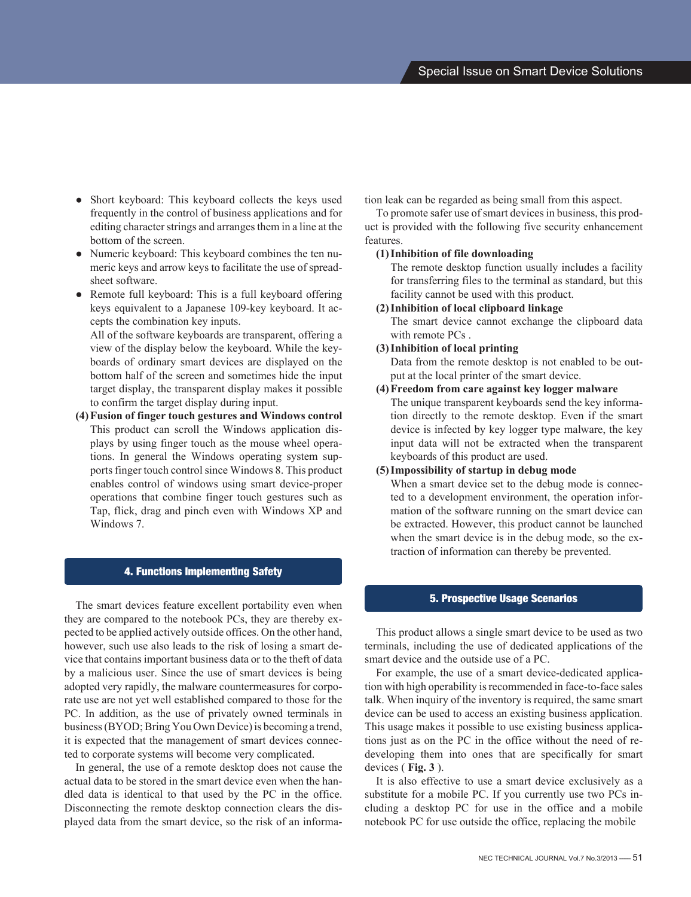- Short keyboard: This keyboard collects the keys used frequently in the control of business applications and for editing character strings and arranges them in a line at the bottom of the screen.
- Numeric keyboard: This keyboard combines the ten numeric keys and arrow keys to facilitate the use of spreadsheet software.
- Remote full keyboard: This is a full keyboard offering keys equivalent to a Japanese 109-key keyboard. It accepts the combination key inputs.
  All of the software keyboards are transparent, offering a view of the display below the keyboard. While the keyboards of ordinary smart devices are displayed on the bottom half of the screen and sometimes hide the input target display, the transparent display makes it possible to confirm the target display during input.

**(4) Fusion of finger touch gestures and Windows control**

This product can scroll the Windows application displays by using finger touch as the mouse wheel operations. In general the Windows operating system supports finger touch control since Windows 8. This product enables control of windows using smart device-proper operations that combine finger touch gestures such as Tap, flick, drag and pinch even with Windows XP and Windows 7.

## 4. Functions Implementing Safety

The smart devices feature excellent portability even when they are compared to the notebook PCs, they are thereby expected to be applied actively outside offices. On the other hand, however, such use also leads to the risk of losing a smart device that contains important business data or to the theft of data by a malicious user. Since the use of smart devices is being adopted very rapidly, the malware countermeasures for corporate use are not yet well established compared to those for the PC. In addition, as the use of privately owned terminals in business (BYOD; Bring You Own Device) is becoming a trend, it is expected that the management of smart devices connected to corporate systems will become very complicated.

In general, the use of a remote desktop does not cause the actual data to be stored in the smart device even when the handled data is identical to that used by the PC in the office. Disconnecting the remote desktop connection clears the displayed data from the smart device, so the risk of an information leak can be regarded as being small from this aspect.

To promote safer use of smart devices in business, this product is provided with the following five security enhancement features.

**(1) Inhibition of file downloading**

The remote desktop function usually includes a facility for transferring files to the terminal as standard, but this facility cannot be used with this product.

**(2) Inhibition of local clipboard linkage**

The smart device cannot exchange the clipboard data with remote PCs .

**(3) Inhibition of local printing**

Data from the remote desktop is not enabled to be output at the local printer of the smart device.

**(4) Freedom from care against key logger malware**

The unique transparent keyboards send the key information directly to the remote desktop. Even if the smart device is infected by key logger type malware, the key input data will not be extracted when the transparent keyboards of this product are used.

**(5) Impossibility of startup in debug mode**

When a smart device set to the debug mode is connected to a development environment, the operation information of the software running on the smart device can be extracted. However, this product cannot be launched when the smart device is in the debug mode, so the extraction of information can thereby be prevented.

## 5. Prospective Usage Scenarios

This product allows a single smart device to be used as two terminals, including the use of dedicated applications of the smart device and the outside use of a PC.

For example, the use of a smart device-dedicated application with high operability is recommended in face-to-face sales talk. When inquiry of the inventory is required, the same smart device can be used to access an existing business application. This usage makes it possible to use existing business applications just as on the PC in the office without the need of re-developing them into ones that specifically for smart devices ( **Fig. 3** ).

It is also effective to use a smart device exclusively as a substitute for a mobile PC. If you currently use two PCs including a desktop PC for use in the office and a mobile notebook PC for use outside the office, replacing the mobile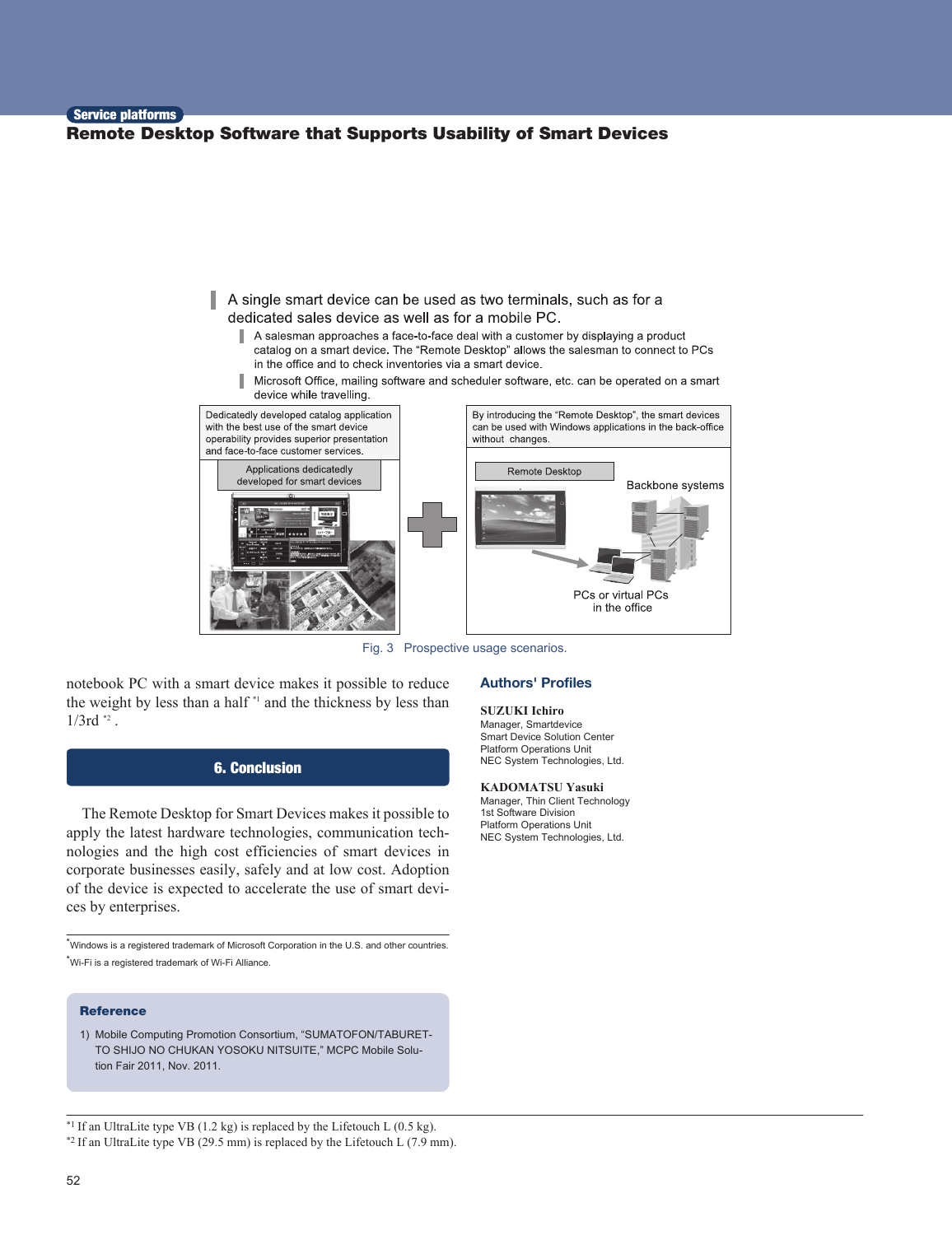A single smart device can be used as two terminals, such as for a dedicated sales device as well as for a mobile PC.

- A salesman approaches a face-to-face deal with a customer by displaying a product catalog on a smart device. The "Remote Desktop" allows the salesman to connect to PCs in the office and to check inventories via a smart device.
- Microsoft Office, mailing software and scheduler software, etc. can be operated on a smart device while travelling.

Dedicatedly developed catalog application with the best use of the smart device operability provides superior presentation and face-to-face customer services.

Applications dedicatedly developed for smart devices

By introducing the "Remote Desktop", the smart devices can be used with Windows applications in the back-office without changes.

Remote Desktop

Backbone systems

PCs or virtual PCs in the office

Fig. 3 Prospective usage scenarios.

notebook PC with a smart device makes it possible to reduce the weight by less than a half [*1] and the thickness by less than 1/3rd [*2] .

## 6. Conclusion

The Remote Desktop for Smart Devices makes it possible to apply the latest hardware technologies, communication technologies and the high cost efficiencies of smart devices in corporate businesses easily, safely and at low cost. Adoption of the device is expected to accelerate the use of smart devices by enterprises.

*Windows is a registered trademark of Microsoft Corporation in the U.S. and other countries.
*Wi-Fi is a registered trademark of Wi-Fi Alliance.

### Reference

1) Mobile Computing Promotion Consortium, "SUMATOFON/TABURETTO SHIJO NO CHUKAN YOSOKU NITSUITE," MCPC Mobile Solution Fair 2011, Nov. 2011.

## Authors' Profiles

**SUZUKI Ichiro**
Manager, Smartdevice
Smart Device Solution Center
Platform Operations Unit
NEC System Technologies, Ltd.

**KADOMATSU Yasuki**
Manager, Thin Client Technology
1st Software Division
Platform Operations Unit
NEC System Technologies, Ltd.

---

*1 If an UltraLite type VB (1.2 kg) is replaced by the Lifetouch L (0.5 kg).
*2 If an UltraLite type VB (29.5 mm) is replaced by the Lifetouch L (7.9 mm).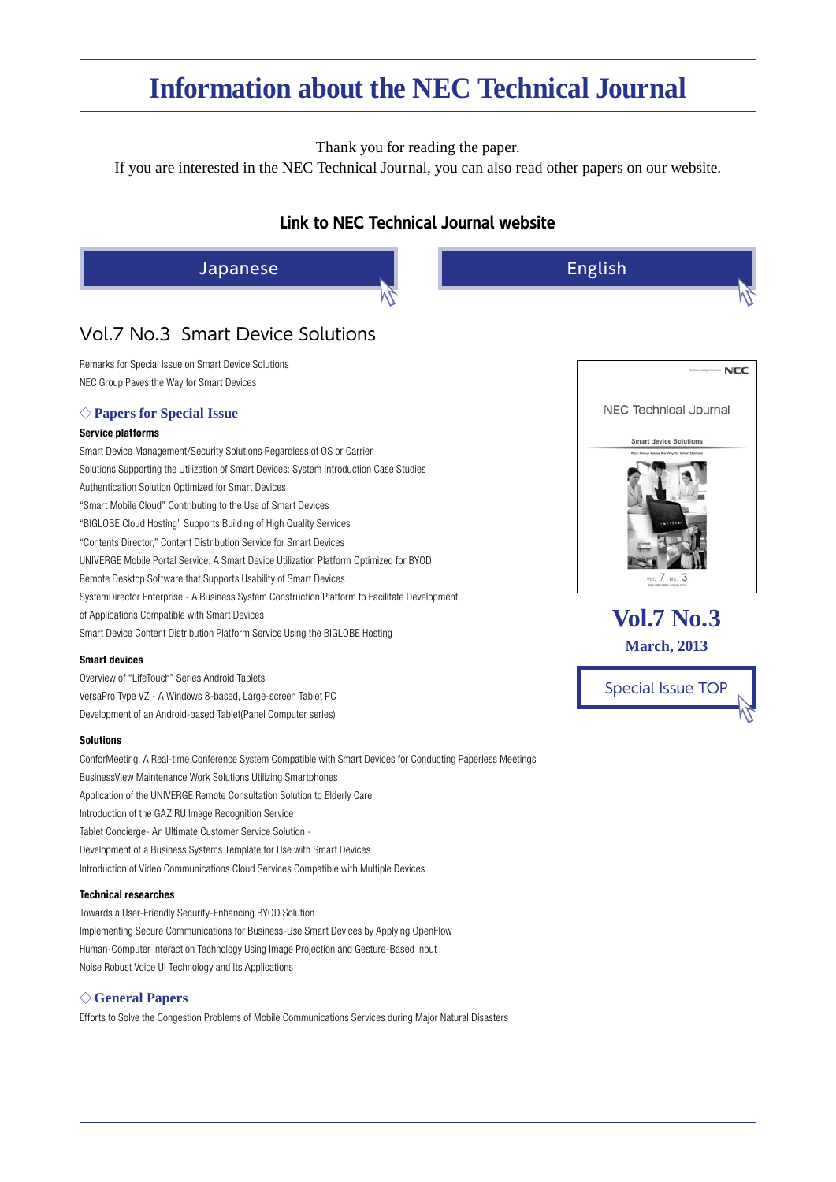# Information about the NEC Technical Journal

Thank you for reading the paper.
If you are interested in the NEC Technical Journal, you can also read other papers on our website.

**Link to NEC Technical Journal website**

Japanese | English

## Vol.7 No.3 Smart Device Solutions

Remarks for Special Issue on Smart Device Solutions
NEC Group Paves the Way for Smart Devices

### ◇ Papers for Special Issue

**Service platforms**

Smart Device Management/Security Solutions Regardless of OS or Carrier
Solutions Supporting the Utilization of Smart Devices: System Introduction Case Studies
Authentication Solution Optimized for Smart Devices
"Smart Mobile Cloud" Contributing to the Use of Smart Devices
"BIGLOBE Cloud Hosting" Supports Building of High Quality Services
"Contents Director," Content Distribution Service for Smart Devices
UNIVERGE Mobile Portal Service: A Smart Device Utilization Platform Optimized for BYOD
Remote Desktop Software that Supports Usability of Smart Devices
SystemDirector Enterprise - A Business System Construction Platform to Facilitate Development of Applications Compatible with Smart Devices
Smart Device Content Distribution Platform Service Using the BIGLOBE Hosting

**Smart devices**

Overview of "LifeTouch" Series Android Tablets
VersaPro Type VZ - A Windows 8-based, Large-screen Tablet PC
Development of an Android-based Tablet(Panel Computer series)

**Solutions**

ConforMeeting: A Real-time Conference System Compatible with Smart Devices for Conducting Paperless Meetings
BusinessView Maintenance Work Solutions Utilizing Smartphones
Application of the UNIVERGE Remote Consultation Solution to Elderly Care
Introduction of the GAZIRU Image Recognition Service
Tablet Concierge- An Ultimate Customer Service Solution -
Development of a Business Systems Template for Use with Smart Devices
Introduction of Video Communications Cloud Services Compatible with Multiple Devices

**Technical researches**

Towards a User-Friendly Security-Enhancing BYOD Solution
Implementing Secure Communications for Business-Use Smart Devices by Applying OpenFlow
Human-Computer Interaction Technology Using Image Projection and Gesture-Based Input
Noise Robust Voice UI Technology and Its Applications

### ◇ General Papers

Efforts to Solve the Congestion Problems of Mobile Communications Services during Major Natural Disasters

NEC Technical Journal

Smart device Solutions

**Vol.7 No.3**
**March, 2013**

Special Issue TOP